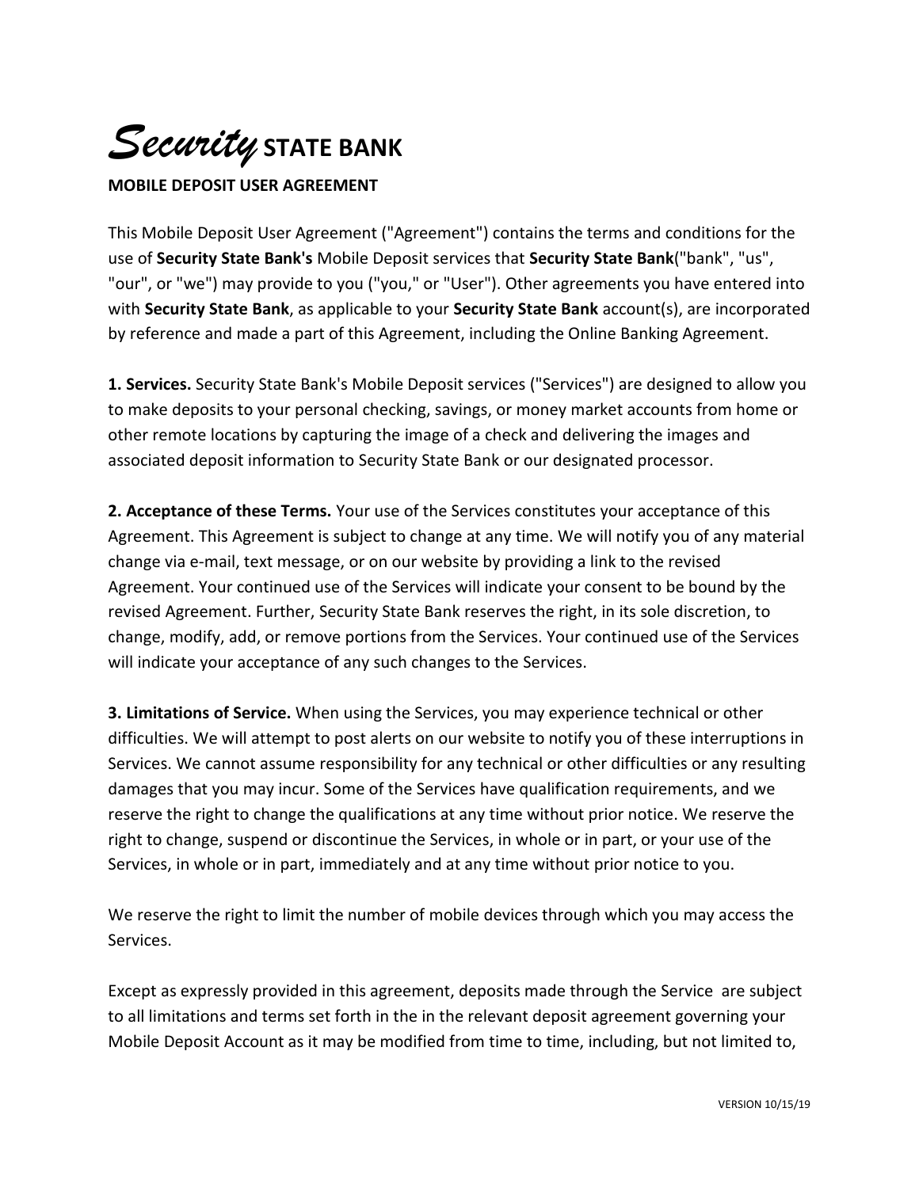# *Security* STATE BANK

**MOBILE DEPOSIT USER AGREEMENT**

This Mobile Deposit User Agreement ("Agreement") contains the terms and conditions for the use of **Security State Bank's** Mobile Deposit services that **Security State Bank**("bank", "us", "our", or "we") may provide to you ("you," or "User"). Other agreements you have entered into with **Security State Bank**, as applicable to your **Security State Bank** account(s), are incorporated by reference and made a part of this Agreement, including the Online Banking Agreement.

**1. Services.** Security State Bank's Mobile Deposit services ("Services") are designed to allow you to make deposits to your personal checking, savings, or money market accounts from home or other remote locations by capturing the image of a check and delivering the images and associated deposit information to Security State Bank or our designated processor.

**2. Acceptance of these Terms.** Your use of the Services constitutes your acceptance of this Agreement. This Agreement is subject to change at any time. We will notify you of any material change via e-mail, text message, or on our website by providing a link to the revised Agreement. Your continued use of the Services will indicate your consent to be bound by the revised Agreement. Further, Security State Bank reserves the right, in its sole discretion, to change, modify, add, or remove portions from the Services. Your continued use of the Services will indicate your acceptance of any such changes to the Services.

**3. Limitations of Service.** When using the Services, you may experience technical or other difficulties. We will attempt to post alerts on our website to notify you of these interruptions in Services. We cannot assume responsibility for any technical or other difficulties or any resulting damages that you may incur. Some of the Services have qualification requirements, and we reserve the right to change the qualifications at any time without prior notice. We reserve the right to change, suspend or discontinue the Services, in whole or in part, or your use of the Services, in whole or in part, immediately and at any time without prior notice to you.

We reserve the right to limit the number of mobile devices through which you may access the Services.

Except as expressly provided in this agreement, deposits made through the Service are subject to all limitations and terms set forth in the in the relevant deposit agreement governing your Mobile Deposit Account as it may be modified from time to time, including, but not limited to,

VERSION 10/15/19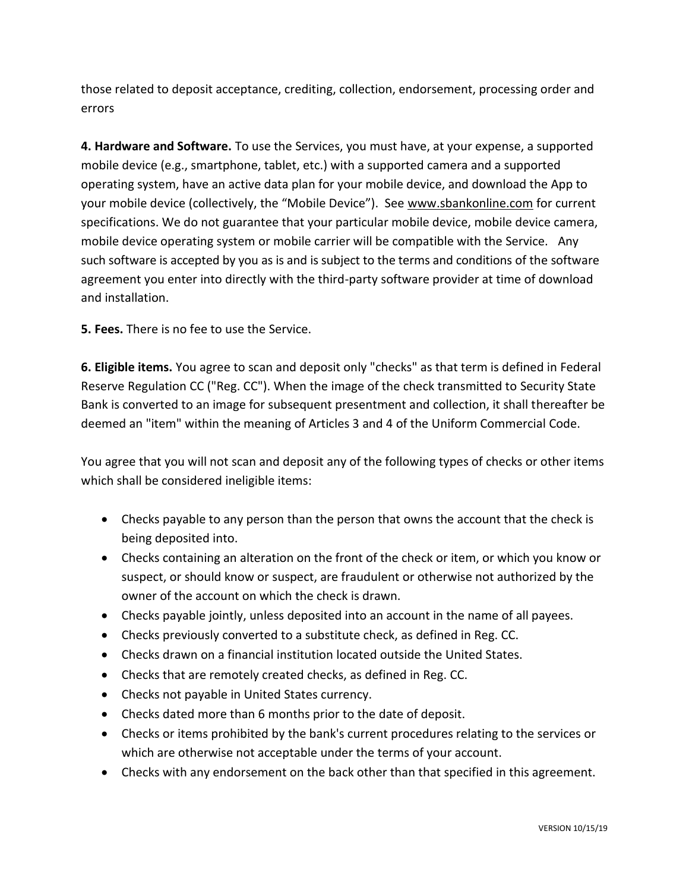those related to deposit acceptance, crediting, collection, endorsement, processing order and errors

**4. Hardware and Software.** To use the Services, you must have, at your expense, a supported mobile device (e.g., smartphone, tablet, etc.) with a supported camera and a supported operating system, have an active data plan for your mobile device, and download the App to your mobile device (collectively, the "Mobile Device"). See www.sbankonline.com for current specifications. We do not guarantee that your particular mobile device, mobile device camera, mobile device operating system or mobile carrier will be compatible with the Service. Any such software is accepted by you as is and is subject to the terms and conditions of the software agreement you enter into directly with the third-party software provider at time of download and installation.

**5. Fees.** There is no fee to use the Service.

**6. Eligible items.** You agree to scan and deposit only "checks" as that term is defined in Federal Reserve Regulation CC ("Reg. CC"). When the image of the check transmitted to Security State Bank is converted to an image for subsequent presentment and collection, it shall thereafter be deemed an "item" within the meaning of Articles 3 and 4 of the Uniform Commercial Code.

You agree that you will not scan and deposit any of the following types of checks or other items which shall be considered ineligible items:

- Checks payable to any person than the person that owns the account that the check is being deposited into.
- Checks containing an alteration on the front of the check or item, or which you know or suspect, or should know or suspect, are fraudulent or otherwise not authorized by the owner of the account on which the check is drawn.
- Checks payable jointly, unless deposited into an account in the name of all payees.
- Checks previously converted to a substitute check, as defined in Reg. CC.
- Checks drawn on a financial institution located outside the United States.
- Checks that are remotely created checks, as defined in Reg. CC.
- Checks not payable in United States currency.
- Checks dated more than 6 months prior to the date of deposit.
- Checks or items prohibited by the bank's current procedures relating to the services or which are otherwise not acceptable under the terms of your account.
- Checks with any endorsement on the back other than that specified in this agreement.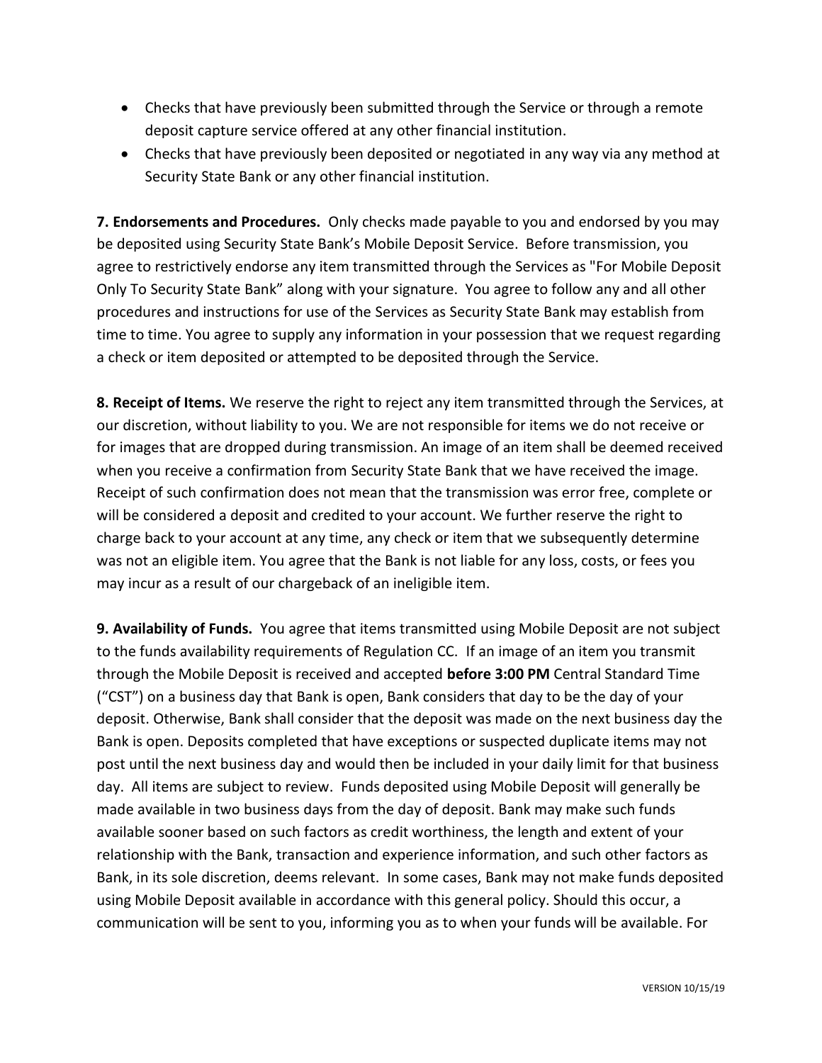- Checks that have previously been submitted through the Service or through a remote deposit capture service offered at any other financial institution.
- Checks that have previously been deposited or negotiated in any way via any method at Security State Bank or any other financial institution.

**7. Endorsements and Procedures.** Only checks made payable to you and endorsed by you may be deposited using Security State Bank's Mobile Deposit Service. Before transmission, you agree to restrictively endorse any item transmitted through the Services as "For Mobile Deposit Only To Security State Bank" along with your signature. You agree to follow any and all other procedures and instructions for use of the Services as Security State Bank may establish from time to time. You agree to supply any information in your possession that we request regarding a check or item deposited or attempted to be deposited through the Service.

**8. Receipt of Items.** We reserve the right to reject any item transmitted through the Services, at our discretion, without liability to you. We are not responsible for items we do not receive or for images that are dropped during transmission. An image of an item shall be deemed received when you receive a confirmation from Security State Bank that we have received the image. Receipt of such confirmation does not mean that the transmission was error free, complete or will be considered a deposit and credited to your account. We further reserve the right to charge back to your account at any time, any check or item that we subsequently determine was not an eligible item. You agree that the Bank is not liable for any loss, costs, or fees you may incur as a result of our chargeback of an ineligible item.

**9. Availability of Funds.** You agree that items transmitted using Mobile Deposit are not subject to the funds availability requirements of Regulation CC. If an image of an item you transmit through the Mobile Deposit is received and accepted **before 3:00 PM** Central Standard Time ("CST") on a business day that Bank is open, Bank considers that day to be the day of your deposit. Otherwise, Bank shall consider that the deposit was made on the next business day the Bank is open. Deposits completed that have exceptions or suspected duplicate items may not post until the next business day and would then be included in your daily limit for that business day. All items are subject to review. Funds deposited using Mobile Deposit will generally be made available in two business days from the day of deposit. Bank may make such funds available sooner based on such factors as credit worthiness, the length and extent of your relationship with the Bank, transaction and experience information, and such other factors as Bank, in its sole discretion, deems relevant. In some cases, Bank may not make funds deposited using Mobile Deposit available in accordance with this general policy. Should this occur, a communication will be sent to you, informing you as to when your funds will be available. For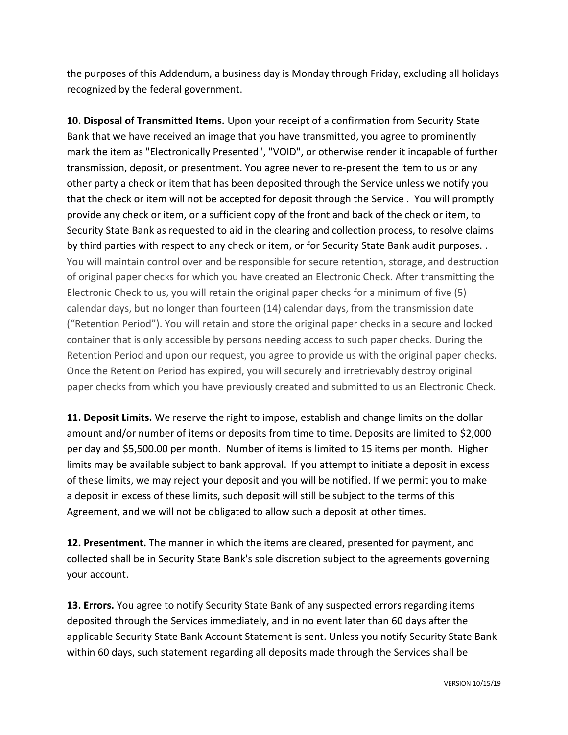the purposes of this Addendum, a business day is Monday through Friday, excluding all holidays recognized by the federal government.

**10. Disposal of Transmitted Items.** Upon your receipt of a confirmation from Security State Bank that we have received an image that you have transmitted, you agree to prominently mark the item as "Electronically Presented", "VOID", or otherwise render it incapable of further transmission, deposit, or presentment. You agree never to re-present the item to us or any other party a check or item that has been deposited through the Service unless we notify you that the check or item will not be accepted for deposit through the Service . You will promptly provide any check or item, or a sufficient copy of the front and back of the check or item, to Security State Bank as requested to aid in the clearing and collection process, to resolve claims by third parties with respect to any check or item, or for Security State Bank audit purposes. . You will maintain control over and be responsible for secure retention, storage, and destruction of original paper checks for which you have created an Electronic Check. After transmitting the Electronic Check to us, you will retain the original paper checks for a minimum of five (5) calendar days, but no longer than fourteen (14) calendar days, from the transmission date ("Retention Period"). You will retain and store the original paper checks in a secure and locked container that is only accessible by persons needing access to such paper checks. During the Retention Period and upon our request, you agree to provide us with the original paper checks. Once the Retention Period has expired, you will securely and irretrievably destroy original paper checks from which you have previously created and submitted to us an Electronic Check.

**11. Deposit Limits.** We reserve the right to impose, establish and change limits on the dollar amount and/or number of items or deposits from time to time. Deposits are limited to $2,000 per day and $5,500.00 per month. Number of items is limited to 15 items per month. Higher limits may be available subject to bank approval. If you attempt to initiate a deposit in excess of these limits, we may reject your deposit and you will be notified. If we permit you to make a deposit in excess of these limits, such deposit will still be subject to the terms of this Agreement, and we will not be obligated to allow such a deposit at other times.

**12. Presentment.** The manner in which the items are cleared, presented for payment, and collected shall be in Security State Bank's sole discretion subject to the agreements governing your account.

**13. Errors.** You agree to notify Security State Bank of any suspected errors regarding items deposited through the Services immediately, and in no event later than 60 days after the applicable Security State Bank Account Statement is sent. Unless you notify Security State Bank within 60 days, such statement regarding all deposits made through the Services shall be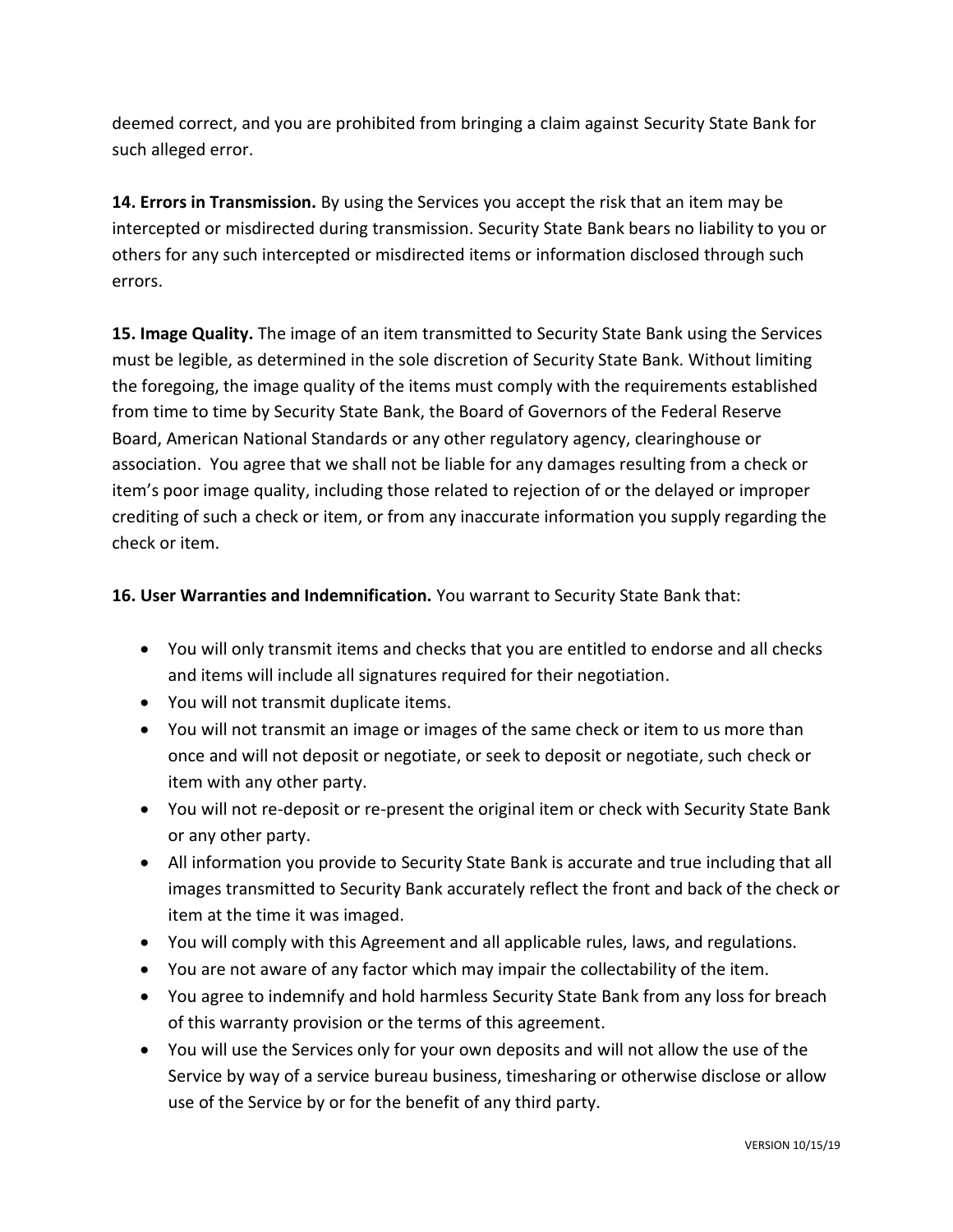deemed correct, and you are prohibited from bringing a claim against Security State Bank for such alleged error.

**14. Errors in Transmission.** By using the Services you accept the risk that an item may be intercepted or misdirected during transmission. Security State Bank bears no liability to you or others for any such intercepted or misdirected items or information disclosed through such errors.

**15. Image Quality.** The image of an item transmitted to Security State Bank using the Services must be legible, as determined in the sole discretion of Security State Bank. Without limiting the foregoing, the image quality of the items must comply with the requirements established from time to time by Security State Bank, the Board of Governors of the Federal Reserve Board, American National Standards or any other regulatory agency, clearinghouse or association. You agree that we shall not be liable for any damages resulting from a check or item's poor image quality, including those related to rejection of or the delayed or improper crediting of such a check or item, or from any inaccurate information you supply regarding the check or item.

**16. User Warranties and Indemnification.** You warrant to Security State Bank that:

- You will only transmit items and checks that you are entitled to endorse and all checks and items will include all signatures required for their negotiation.
- You will not transmit duplicate items.
- You will not transmit an image or images of the same check or item to us more than once and will not deposit or negotiate, or seek to deposit or negotiate, such check or item with any other party.
- You will not re-deposit or re-present the original item or check with Security State Bank or any other party.
- All information you provide to Security State Bank is accurate and true including that all images transmitted to Security Bank accurately reflect the front and back of the check or item at the time it was imaged.
- You will comply with this Agreement and all applicable rules, laws, and regulations.
- You are not aware of any factor which may impair the collectability of the item.
- You agree to indemnify and hold harmless Security State Bank from any loss for breach of this warranty provision or the terms of this agreement.
- You will use the Services only for your own deposits and will not allow the use of the Service by way of a service bureau business, timesharing or otherwise disclose or allow use of the Service by or for the benefit of any third party.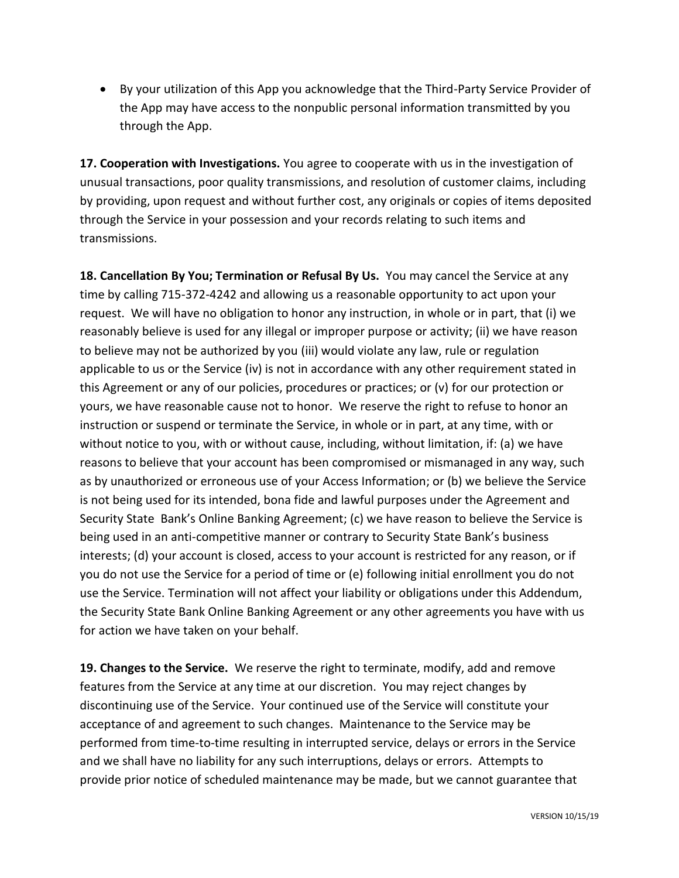- By your utilization of this App you acknowledge that the Third-Party Service Provider of the App may have access to the nonpublic personal information transmitted by you through the App.

**17. Cooperation with Investigations.** You agree to cooperate with us in the investigation of unusual transactions, poor quality transmissions, and resolution of customer claims, including by providing, upon request and without further cost, any originals or copies of items deposited through the Service in your possession and your records relating to such items and transmissions.

**18. Cancellation By You; Termination or Refusal By Us.** You may cancel the Service at any time by calling 715-372-4242 and allowing us a reasonable opportunity to act upon your request. We will have no obligation to honor any instruction, in whole or in part, that (i) we reasonably believe is used for any illegal or improper purpose or activity; (ii) we have reason to believe may not be authorized by you (iii) would violate any law, rule or regulation applicable to us or the Service (iv) is not in accordance with any other requirement stated in this Agreement or any of our policies, procedures or practices; or (v) for our protection or yours, we have reasonable cause not to honor. We reserve the right to refuse to honor an instruction or suspend or terminate the Service, in whole or in part, at any time, with or without notice to you, with or without cause, including, without limitation, if: (a) we have reasons to believe that your account has been compromised or mismanaged in any way, such as by unauthorized or erroneous use of your Access Information; or (b) we believe the Service is not being used for its intended, bona fide and lawful purposes under the Agreement and Security State Bank's Online Banking Agreement; (c) we have reason to believe the Service is being used in an anti-competitive manner or contrary to Security State Bank's business interests; (d) your account is closed, access to your account is restricted for any reason, or if you do not use the Service for a period of time or (e) following initial enrollment you do not use the Service. Termination will not affect your liability or obligations under this Addendum, the Security State Bank Online Banking Agreement or any other agreements you have with us for action we have taken on your behalf.

**19. Changes to the Service.** We reserve the right to terminate, modify, add and remove features from the Service at any time at our discretion. You may reject changes by discontinuing use of the Service. Your continued use of the Service will constitute your acceptance of and agreement to such changes. Maintenance to the Service may be performed from time-to-time resulting in interrupted service, delays or errors in the Service and we shall have no liability for any such interruptions, delays or errors. Attempts to provide prior notice of scheduled maintenance may be made, but we cannot guarantee that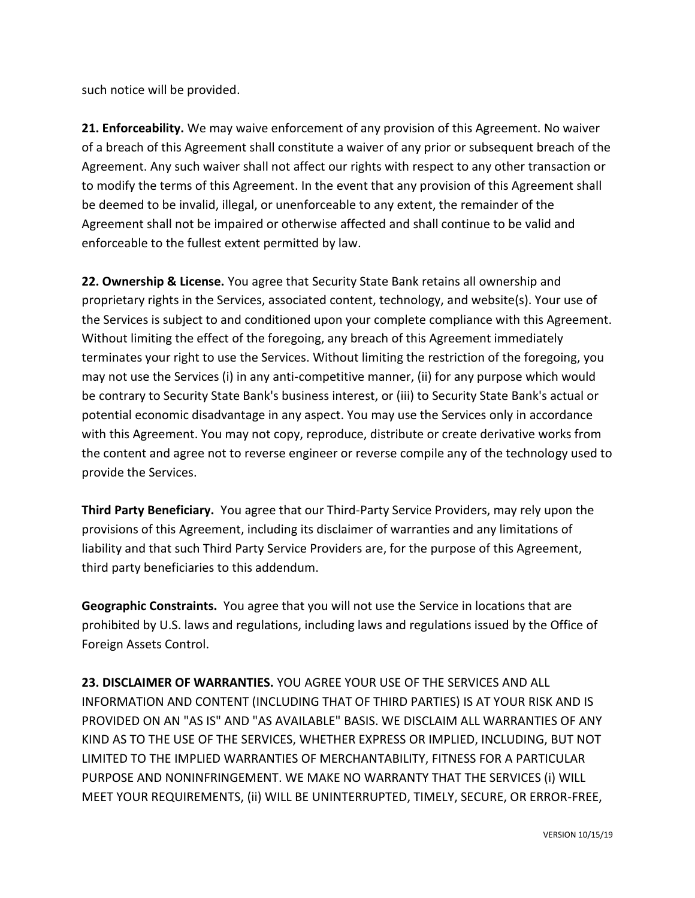such notice will be provided.

**21. Enforceability.** We may waive enforcement of any provision of this Agreement. No waiver of a breach of this Agreement shall constitute a waiver of any prior or subsequent breach of the Agreement. Any such waiver shall not affect our rights with respect to any other transaction or to modify the terms of this Agreement. In the event that any provision of this Agreement shall be deemed to be invalid, illegal, or unenforceable to any extent, the remainder of the Agreement shall not be impaired or otherwise affected and shall continue to be valid and enforceable to the fullest extent permitted by law.

**22. Ownership & License.** You agree that Security State Bank retains all ownership and proprietary rights in the Services, associated content, technology, and website(s). Your use of the Services is subject to and conditioned upon your complete compliance with this Agreement. Without limiting the effect of the foregoing, any breach of this Agreement immediately terminates your right to use the Services. Without limiting the restriction of the foregoing, you may not use the Services (i) in any anti-competitive manner, (ii) for any purpose which would be contrary to Security State Bank's business interest, or (iii) to Security State Bank's actual or potential economic disadvantage in any aspect. You may use the Services only in accordance with this Agreement. You may not copy, reproduce, distribute or create derivative works from the content and agree not to reverse engineer or reverse compile any of the technology used to provide the Services.

**Third Party Beneficiary.** You agree that our Third-Party Service Providers, may rely upon the provisions of this Agreement, including its disclaimer of warranties and any limitations of liability and that such Third Party Service Providers are, for the purpose of this Agreement, third party beneficiaries to this addendum.

**Geographic Constraints.** You agree that you will not use the Service in locations that are prohibited by U.S. laws and regulations, including laws and regulations issued by the Office of Foreign Assets Control.

**23. DISCLAIMER OF WARRANTIES.** YOU AGREE YOUR USE OF THE SERVICES AND ALL INFORMATION AND CONTENT (INCLUDING THAT OF THIRD PARTIES) IS AT YOUR RISK AND IS PROVIDED ON AN "AS IS" AND "AS AVAILABLE" BASIS. WE DISCLAIM ALL WARRANTIES OF ANY KIND AS TO THE USE OF THE SERVICES, WHETHER EXPRESS OR IMPLIED, INCLUDING, BUT NOT LIMITED TO THE IMPLIED WARRANTIES OF MERCHANTABILITY, FITNESS FOR A PARTICULAR PURPOSE AND NONINFRINGEMENT. WE MAKE NO WARRANTY THAT THE SERVICES (i) WILL MEET YOUR REQUIREMENTS, (ii) WILL BE UNINTERRUPTED, TIMELY, SECURE, OR ERROR-FREE,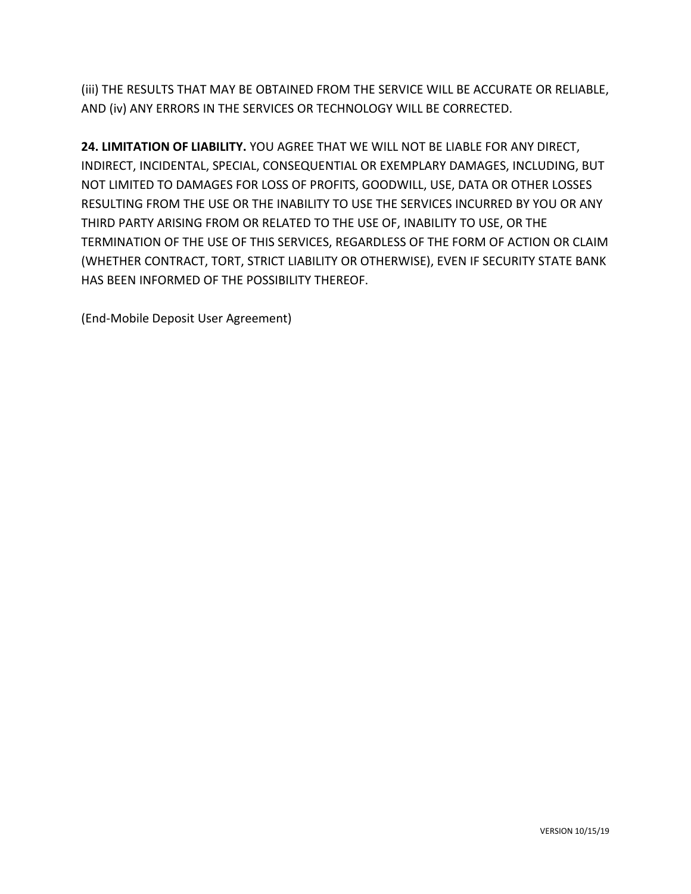(iii) THE RESULTS THAT MAY BE OBTAINED FROM THE SERVICE WILL BE ACCURATE OR RELIABLE, AND (iv) ANY ERRORS IN THE SERVICES OR TECHNOLOGY WILL BE CORRECTED.

**24. LIMITATION OF LIABILITY.** YOU AGREE THAT WE WILL NOT BE LIABLE FOR ANY DIRECT, INDIRECT, INCIDENTAL, SPECIAL, CONSEQUENTIAL OR EXEMPLARY DAMAGES, INCLUDING, BUT NOT LIMITED TO DAMAGES FOR LOSS OF PROFITS, GOODWILL, USE, DATA OR OTHER LOSSES RESULTING FROM THE USE OR THE INABILITY TO USE THE SERVICES INCURRED BY YOU OR ANY THIRD PARTY ARISING FROM OR RELATED TO THE USE OF, INABILITY TO USE, OR THE TERMINATION OF THE USE OF THIS SERVICES, REGARDLESS OF THE FORM OF ACTION OR CLAIM (WHETHER CONTRACT, TORT, STRICT LIABILITY OR OTHERWISE), EVEN IF SECURITY STATE BANK HAS BEEN INFORMED OF THE POSSIBILITY THEREOF.

(End-Mobile Deposit User Agreement)

VERSION 10/15/19